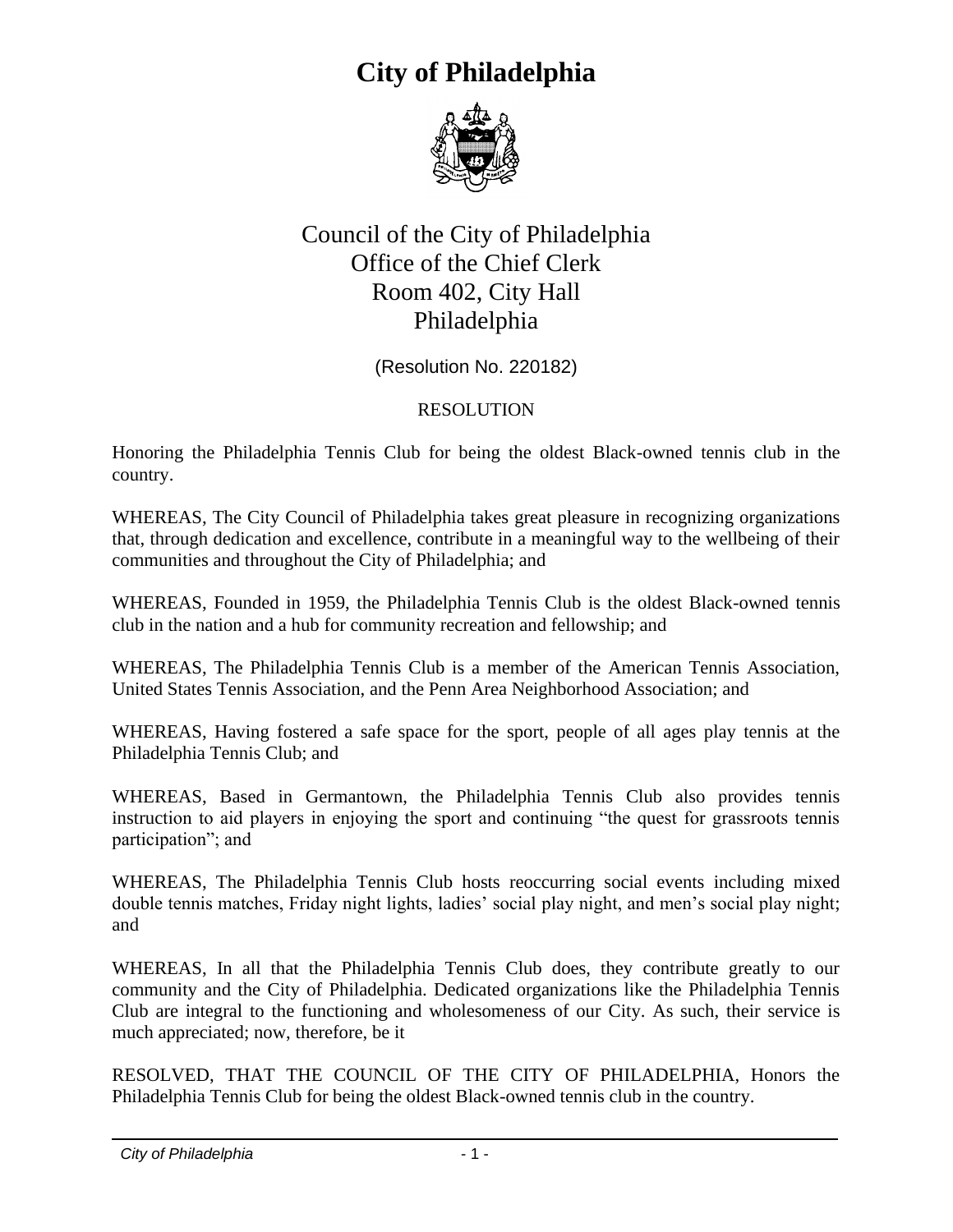# City of Philadelphia

Council of the City of Philadelphia
Office of the Chief Clerk
Room 402, City Hall
Philadelphia

(Resolution No. 220182)

RESOLUTION

Honoring the Philadelphia Tennis Club for being the oldest Black-owned tennis club in the country.

WHEREAS, The City Council of Philadelphia takes great pleasure in recognizing organizations that, through dedication and excellence, contribute in a meaningful way to the wellbeing of their communities and throughout the City of Philadelphia; and

WHEREAS, Founded in 1959, the Philadelphia Tennis Club is the oldest Black-owned tennis club in the nation and a hub for community recreation and fellowship; and

WHEREAS, The Philadelphia Tennis Club is a member of the American Tennis Association, United States Tennis Association, and the Penn Area Neighborhood Association; and

WHEREAS, Having fostered a safe space for the sport, people of all ages play tennis at the Philadelphia Tennis Club; and

WHEREAS, Based in Germantown, the Philadelphia Tennis Club also provides tennis instruction to aid players in enjoying the sport and continuing "the quest for grassroots tennis participation"; and

WHEREAS, The Philadelphia Tennis Club hosts reoccurring social events including mixed double tennis matches, Friday night lights, ladies' social play night, and men's social play night; and

WHEREAS, In all that the Philadelphia Tennis Club does, they contribute greatly to our community and the City of Philadelphia. Dedicated organizations like the Philadelphia Tennis Club are integral to the functioning and wholesomeness of our City. As such, their service is much appreciated; now, therefore, be it

RESOLVED, THAT THE COUNCIL OF THE CITY OF PHILADELPHIA, Honors the Philadelphia Tennis Club for being the oldest Black-owned tennis club in the country.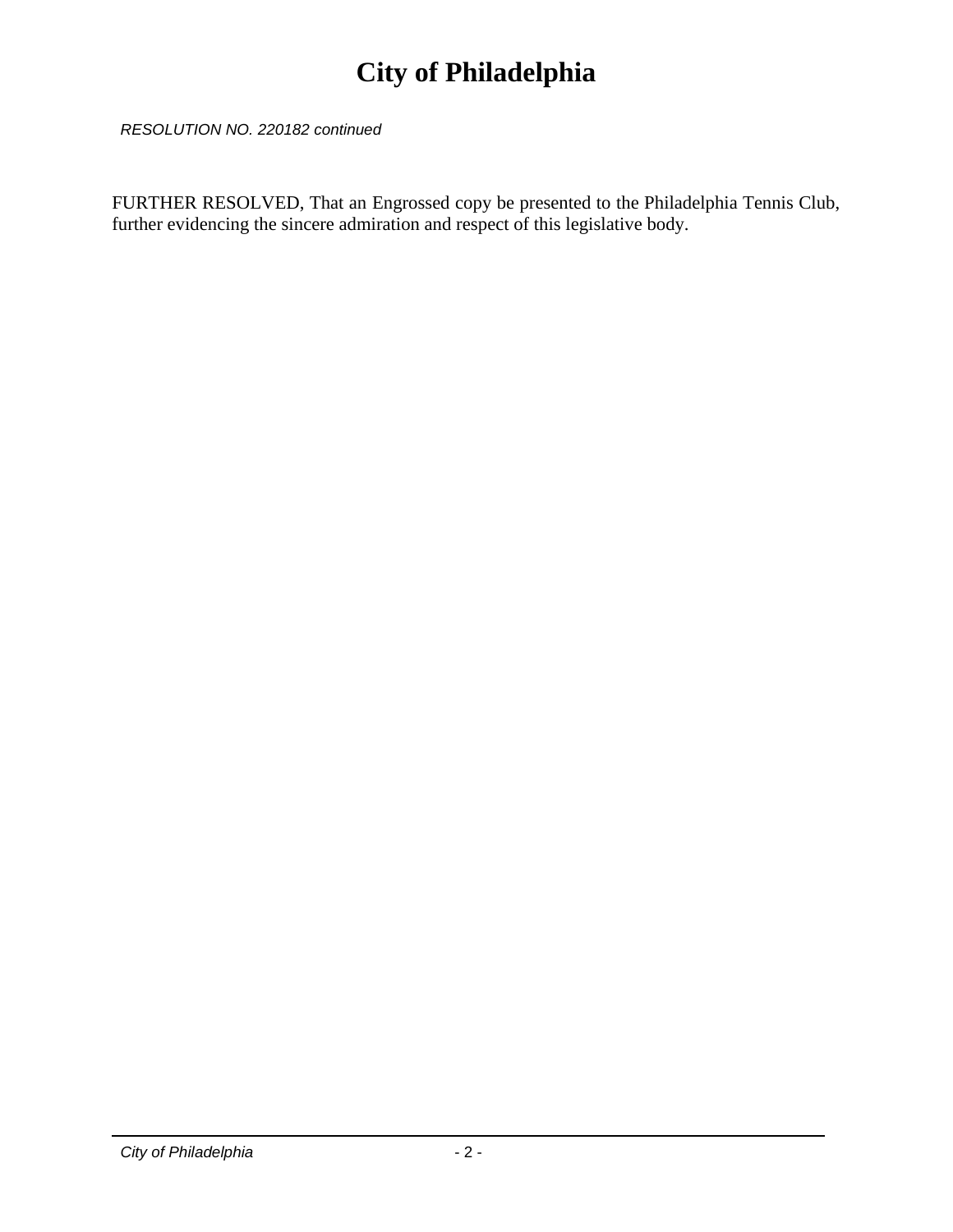*RESOLUTION NO. 220182 continued*

FURTHER RESOLVED, That an Engrossed copy be presented to the Philadelphia Tennis Club, further evidencing the sincere admiration and respect of this legislative body.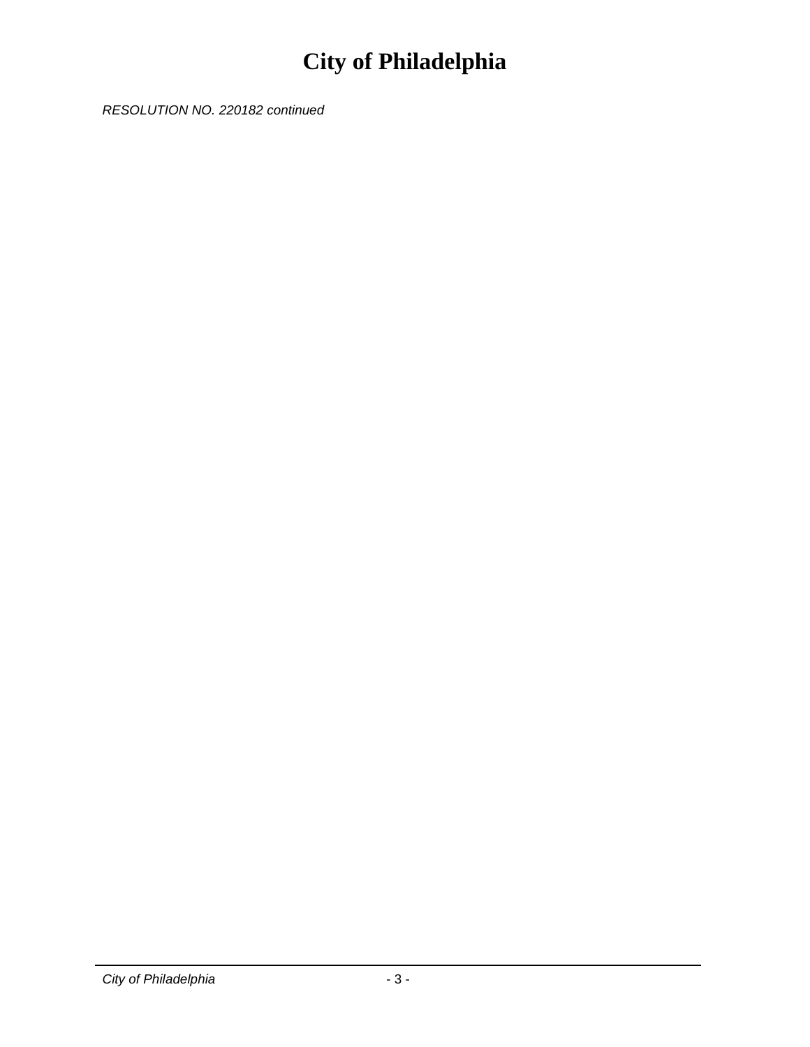RESOLUTION NO. 220182 continued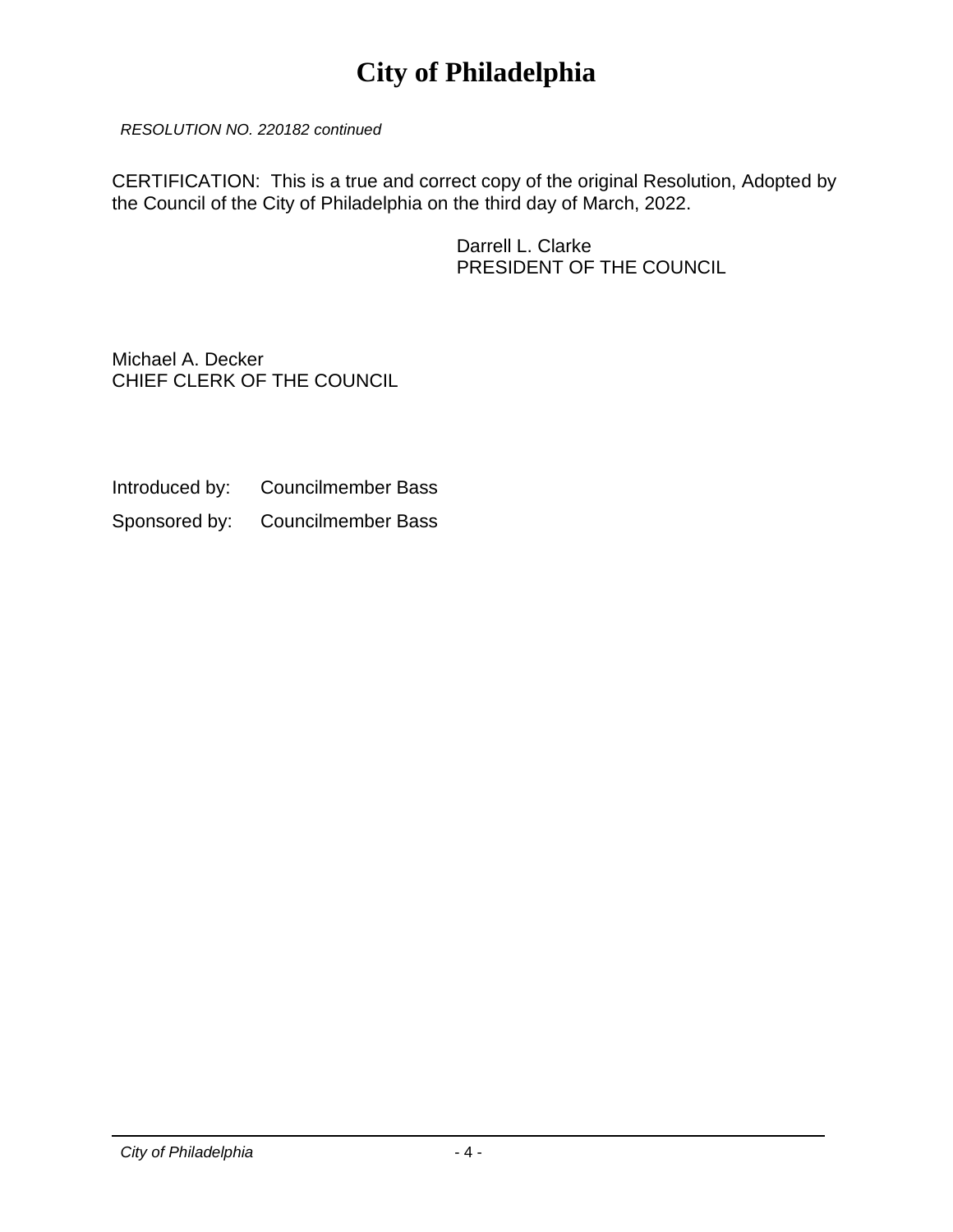*RESOLUTION NO. 220182 continued*

CERTIFICATION: This is a true and correct copy of the original Resolution, Adopted by the Council of the City of Philadelphia on the third day of March, 2022.

Darrell L. Clarke
PRESIDENT OF THE COUNCIL

Michael A. Decker
CHIEF CLERK OF THE COUNCIL

Introduced by: Councilmember Bass

Sponsored by: Councilmember Bass